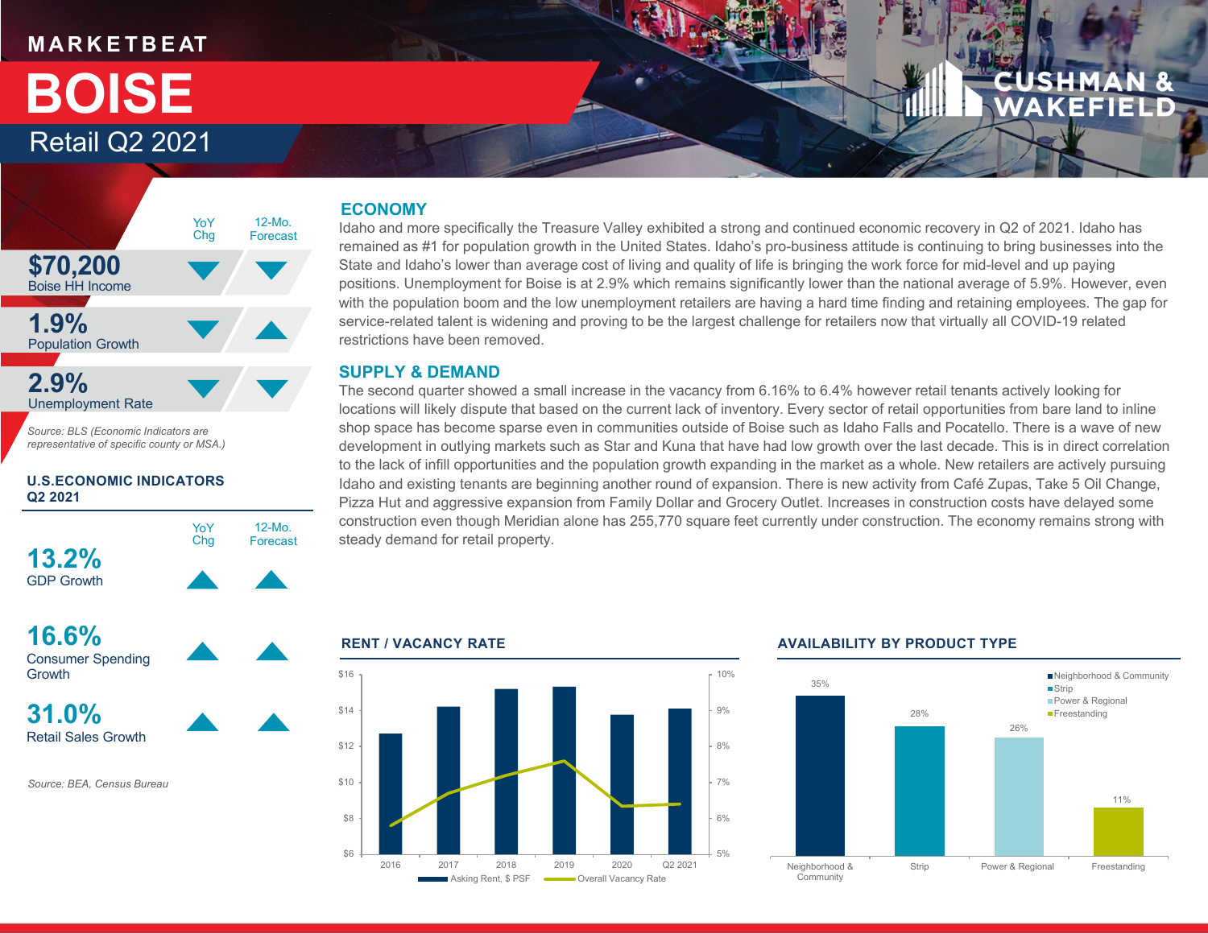MARKETBEAT

# BOISE

## Retail Q2 2021

| | YoY Chg | 12-Mo. Forecast |
|---|---|---|
| **$70,200** Boise HH Income | ▼ | ▼ |
| **1.9%** Population Growth | ▼ | ▲ |
| **2.9%** Unemployment Rate | ▼ | ▼ |

*Source: BLS (Economic Indicators are representative of specific county or MSA.)*

### U.S.ECONOMIC INDICATORS Q2 2021

| | YoY Chg | 12-Mo. Forecast |
|---|---|---|
| **13.2%** GDP Growth | ▲ | ▲ |
| **16.6%** Consumer Spending Growth | ▲ | ▲ |
| **31.0%** Retail Sales Growth | ▲ | ▲ |

*Source: BEA, Census Bureau*

## ECONOMY

Idaho and more specifically the Treasure Valley exhibited a strong and continued economic recovery in Q2 of 2021. Idaho has remained as #1 for population growth in the United States. Idaho's pro-business attitude is continuing to bring businesses into the State and Idaho's lower than average cost of living and quality of life is bringing the work force for mid-level and up paying positions. Unemployment for Boise is at 2.9% which remains significantly lower than the national average of 5.9%. However, even with the population boom and the low unemployment retailers are having a hard time finding and retaining employees. The gap for service-related talent is widening and proving to be the largest challenge for retailers now that virtually all COVID-19 related restrictions have been removed.

## SUPPLY & DEMAND

The second quarter showed a small increase in the vacancy from 6.16% to 6.4% however retail tenants actively looking for locations will likely dispute that based on the current lack of inventory. Every sector of retail opportunities from bare land to inline shop space has become sparse even in communities outside of Boise such as Idaho Falls and Pocatello. There is a wave of new development in outlying markets such as Star and Kuna that have had low growth over the last decade. This is in direct correlation to the lack of infill opportunities and the population growth expanding in the market as a whole. New retailers are actively pursuing Idaho and existing tenants are beginning another round of expansion. There is new activity from Café Zupas, Take 5 Oil Change, Pizza Hut and aggressive expansion from Family Dollar and Grocery Outlet. Increases in construction costs have delayed some construction even though Meridian alone has 255,770 square feet currently under construction. The economy remains strong with steady demand for retail property.

### RENT / VACANCY RATE

Legend: Asking Rent, $ PSF; Overall Vacancy Rate

Years: 2016, 2017, 2018, 2019, 2020, Q2 2021

### AVAILABILITY BY PRODUCT TYPE

| Product Type | Availability |
|---|---|
| Neighborhood & Community | 35% |
| Strip | 28% |
| Power & Regional | 26% |
| Freestanding | 11% |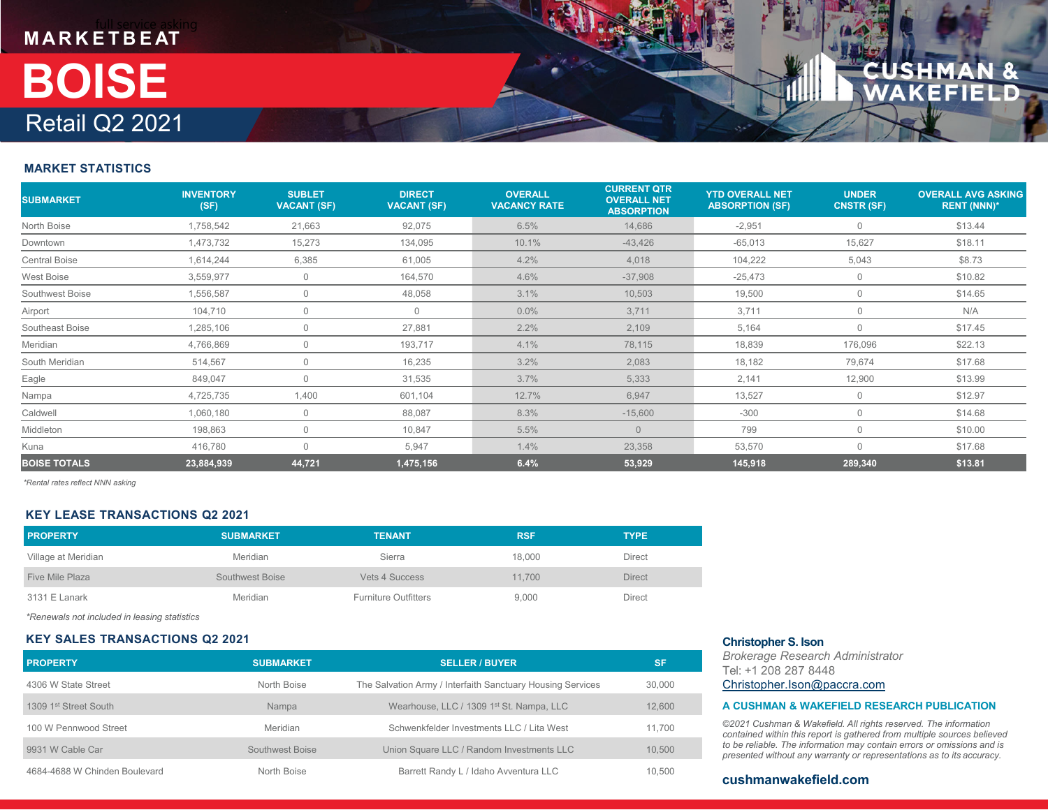# MARKETBEAT

# BOISE

## Retail Q2 2021

### MARKET STATISTICS

| SUBMARKET | INVENTORY (SF) | SUBLET VACANT (SF) | DIRECT VACANT (SF) | OVERALL VACANCY RATE | CURRENT QTR OVERALL NET ABSORPTION | YTD OVERALL NET ABSORPTION (SF) | UNDER CNSTR (SF) | OVERALL AVG ASKING RENT (NNN)* |
|---|---|---|---|---|---|---|---|---|
| North Boise | 1,758,542 | 21,663 | 92,075 | 6.5% | 14,686 | -2,951 | 0 | $13.44 |
| Downtown | 1,473,732 | 15,273 | 134,095 | 10.1% | -43,426 | -65,013 | 15,627 | $18.11 |
| Central Boise | 1,614,244 | 6,385 | 61,005 | 4.2% | 4,018 | 104,222 | 5,043 | $8.73 |
| West Boise | 3,559,977 | 0 | 164,570 | 4.6% | -37,908 | -25,473 | 0 | $10.82 |
| Southwest Boise | 1,556,587 | 0 | 48,058 | 3.1% | 10,503 | 19,500 | 0 | $14.65 |
| Airport | 104,710 | 0 | 0 | 0.0% | 3,711 | 3,711 | 0 | N/A |
| Southeast Boise | 1,285,106 | 0 | 27,881 | 2.2% | 2,109 | 5,164 | 0 | $17.45 |
| Meridian | 4,766,869 | 0 | 193,717 | 4.1% | 78,115 | 18,839 | 176,096 | $22.13 |
| South Meridian | 514,567 | 0 | 16,235 | 3.2% | 2,083 | 18,182 | 79,674 | $17.68 |
| Eagle | 849,047 | 0 | 31,535 | 3.7% | 5,333 | 2,141 | 12,900 | $13.99 |
| Nampa | 4,725,735 | 1,400 | 601,104 | 12.7% | 6,947 | 13,527 | 0 | $12.97 |
| Caldwell | 1,060,180 | 0 | 88,087 | 8.3% | -15,600 | -300 | 0 | $14.68 |
| Middleton | 198,863 | 0 | 10,847 | 5.5% | 0 | 799 | 0 | $10.00 |
| Kuna | 416,780 | 0 | 5,947 | 1.4% | 23,358 | 53,570 | 0 | $17.68 |
| **BOISE TOTALS** | **23,884,939** | **44,721** | **1,475,156** | **6.4%** | **53,929** | **145,918** | **289,340** | **$13.81** |

*\*Rental rates reflect NNN asking*

### KEY LEASE TRANSACTIONS Q2 2021

| PROPERTY | SUBMARKET | TENANT | RSF | TYPE |
|---|---|---|---|---|
| Village at Meridian | Meridian | Sierra | 18,000 | Direct |
| Five Mile Plaza | Southwest Boise | Vets 4 Success | 11,700 | Direct |
| 3131 E Lanark | Meridian | Furniture Outfitters | 9,000 | Direct |

*\*Renewals not included in leasing statistics*

### KEY SALES TRANSACTIONS Q2 2021

| PROPERTY | SUBMARKET | SELLER / BUYER | SF |
|---|---|---|---|
| 4306 W State Street | North Boise | The Salvation Army / Interfaith Sanctuary Housing Services | 30,000 |
| 1309 1st Street South | Nampa | Wearhouse, LLC / 1309 1st St. Nampa, LLC | 12,600 |
| 100 W Pennwood Street | Meridian | Schwenkfelder Investments LLC / Lita West | 11,700 |
| 9931 W Cable Car | Southwest Boise | Union Square LLC / Random Investments LLC | 10,500 |
| 4684-4688 W Chinden Boulevard | North Boise | Barrett Randy L / Idaho Avventura LLC | 10,500 |

**Christopher S. Ison**
*Brokerage Research Administrator*
Tel: +1 208 287 8448
Christopher.Ison@paccra.com

**A CUSHMAN & WAKEFIELD RESEARCH PUBLICATION**

*©2021 Cushman & Wakefield. All rights reserved. The information contained within this report is gathered from multiple sources believed to be reliable. The information may contain errors or omissions and is presented without any warranty or representations as to its accuracy.*

**cushmanwakefield.com**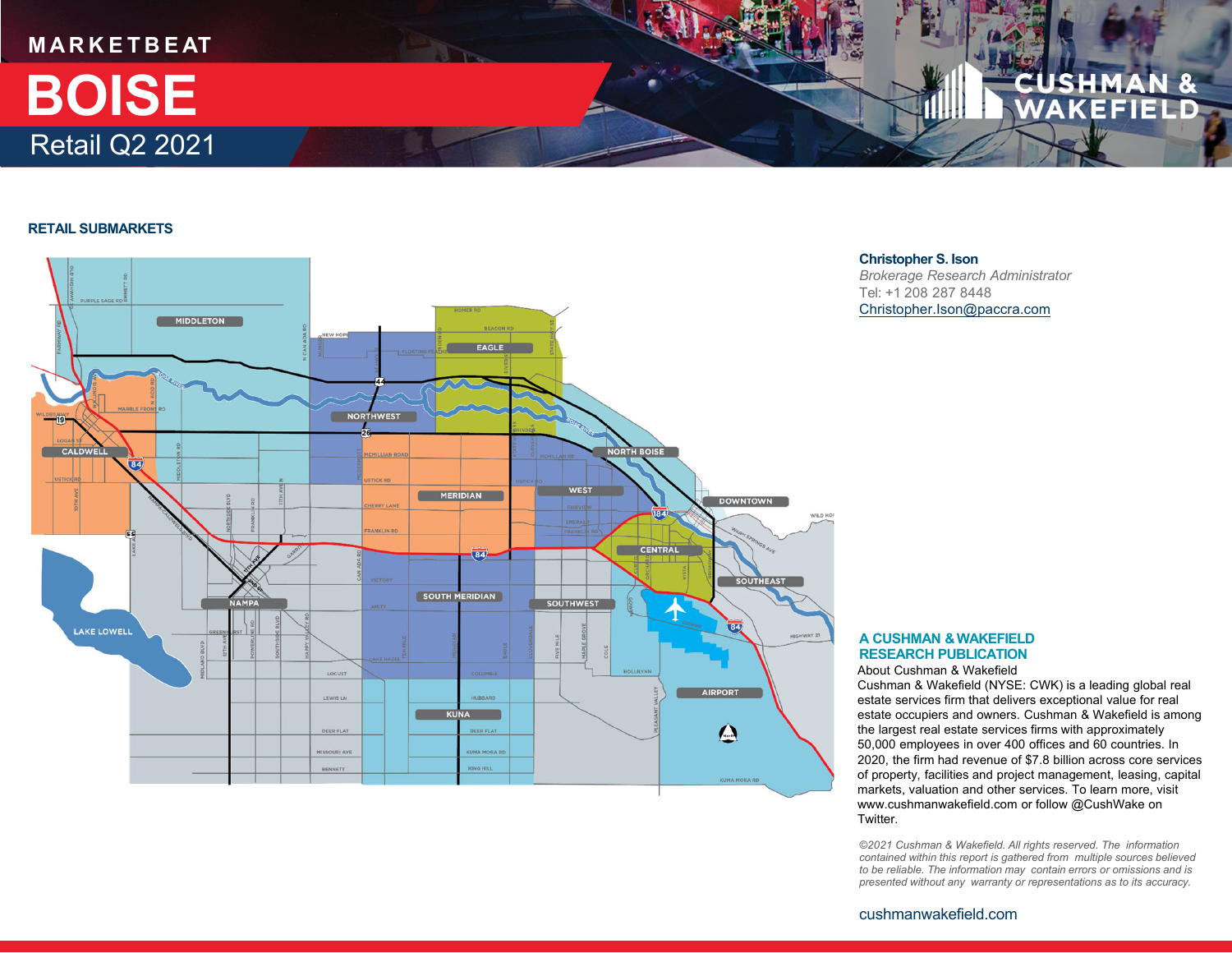# MARKETBEAT

# BOISE

## Retail Q2 2021

### RETAIL SUBMARKETS

MIDDLETON
EAGLE
NORTHWEST
CALDWELL
NORTH BOISE
MERIDIAN
WEST
DOWNTOWN
CENTRAL
SOUTHEAST
NAMPA
SOUTH MERIDIAN
SOUTHWEST
LAKE LOWELL
AIRPORT
KUNA

**Christopher S. Ison**
*Brokerage Research Administrator*
Tel: +1 208 287 8448
Christopher.Ison@paccra.com

**A CUSHMAN & WAKEFIELD RESEARCH PUBLICATION**

About Cushman & Wakefield
Cushman & Wakefield (NYSE: CWK) is a leading global real estate services firm that delivers exceptional value for real estate occupiers and owners. Cushman & Wakefield is among the largest real estate services firms with approximately 50,000 employees in over 400 offices and 60 countries. In 2020, the firm had revenue of $7.8 billion across core services of property, facilities and project management, leasing, capital markets, valuation and other services. To learn more, visit www.cushmanwakefield.com or follow @CushWake on Twitter.

*©2021 Cushman & Wakefield. All rights reserved. The information contained within this report is gathered from multiple sources believed to be reliable. The information may contain errors or omissions and is presented without any warranty or representations as to its accuracy.*

cushmanwakefield.com